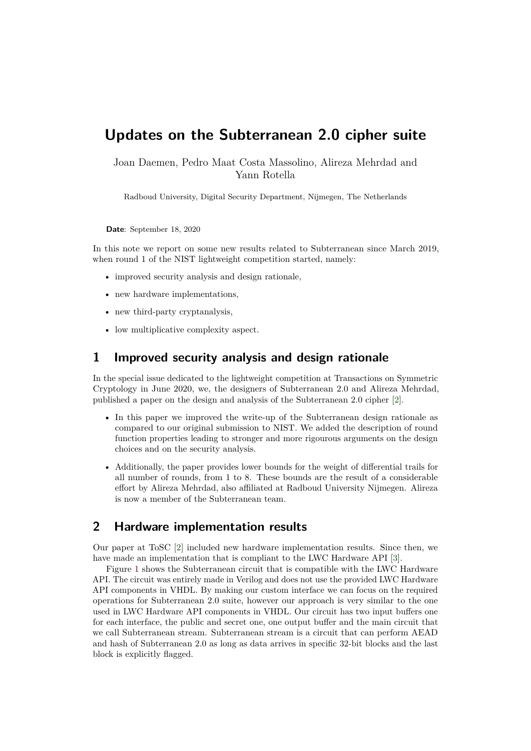# Updates on the Subterranean 2.0 cipher suite

Joan Daemen, Pedro Maat Costa Massolino, Alireza Mehrdad and Yann Rotella

Radboud University, Digital Security Department, Nijmegen, The Netherlands

**Date**: September 18, 2020

In this note we report on some new results related to Subterranean since March 2019, when round 1 of the NIST lightweight competition started, namely:

- improved security analysis and design rationale,
- new hardware implementations,
- new third-party cryptanalysis,
- low multiplicative complexity aspect.

## 1 Improved security analysis and design rationale

In the special issue dedicated to the lightweight competition at Transactions on Symmetric Cryptology in June 2020, we, the designers of Subterranean 2.0 and Alireza Mehrdad, published a paper on the design and analysis of the Subterranean 2.0 cipher [2].

- In this paper we improved the write-up of the Subterranean design rationale as compared to our original submission to NIST. We added the description of round function properties leading to stronger and more rigourous arguments on the design choices and on the security analysis.
- Additionally, the paper provides lower bounds for the weight of differential trails for all number of rounds, from 1 to 8. These bounds are the result of a considerable effort by Alireza Mehrdad, also affiliated at Radboud University Nijmegen. Alireza is now a member of the Subterranean team.

## 2 Hardware implementation results

Our paper at ToSC [2] included new hardware implementation results. Since then, we have made an implementation that is compliant to the LWC Hardware API [3].

Figure 1 shows the Subterranean circuit that is compatible with the LWC Hardware API. The circuit was entirely made in Verilog and does not use the provided LWC Hardware API components in VHDL. By making our custom interface we can focus on the required operations for Subterranean 2.0 suite, however our approach is very similar to the one used in LWC Hardware API components in VHDL. Our circuit has two input buffers one for each interface, the public and secret one, one output buffer and the main circuit that we call Subterranean stream. Subterranean stream is a circuit that can perform AEAD and hash of Subterranean 2.0 as long as data arrives in specific 32-bit blocks and the last block is explicitly flagged.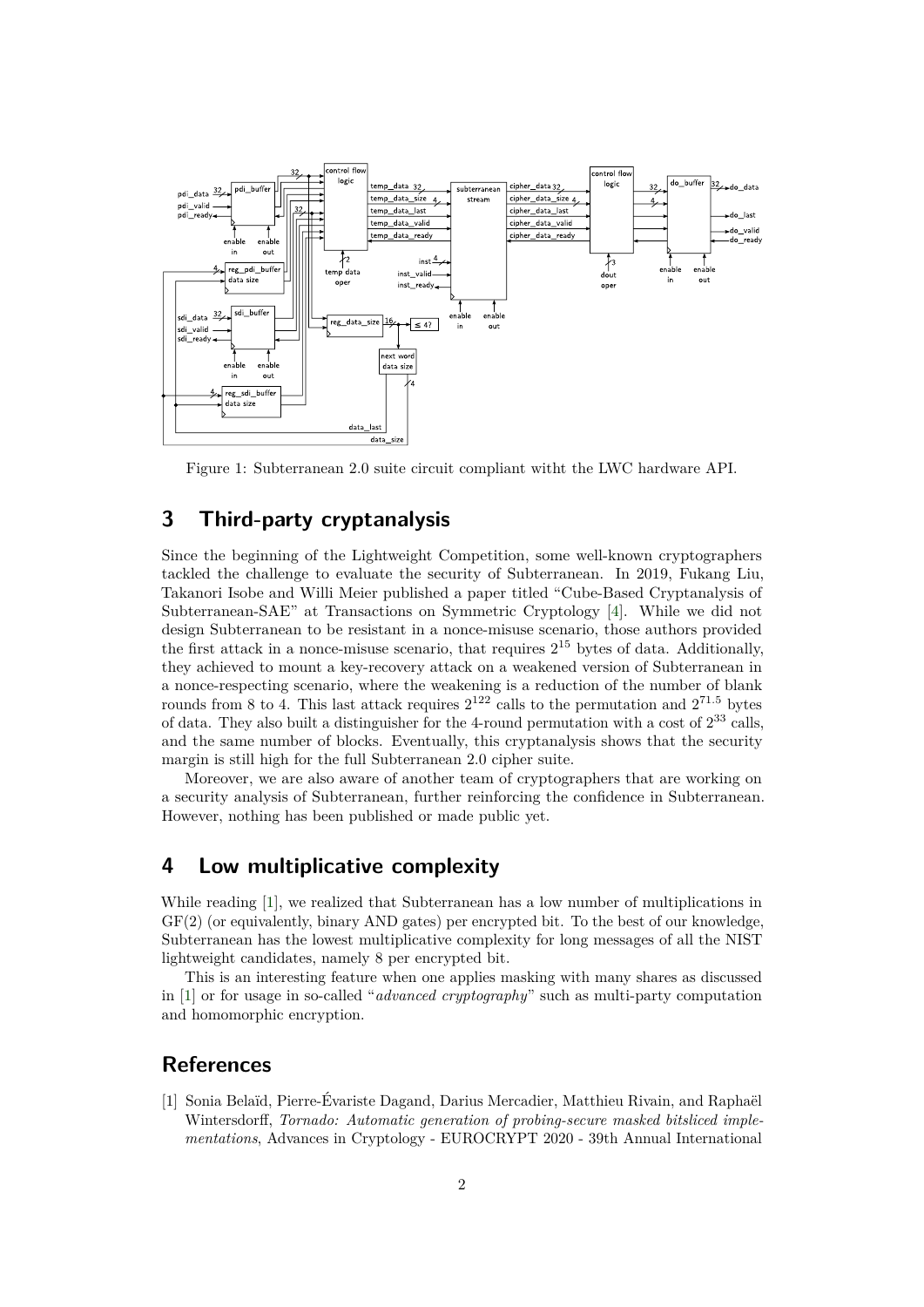Figure 1: Subterranean 2.0 suite circuit compliant witht the LWC hardware API.

## 3 Third-party cryptanalysis

Since the beginning of the Lightweight Competition, some well-known cryptographers tackled the challenge to evaluate the security of Subterranean. In 2019, Fukang Liu, Takanori Isobe and Willi Meier published a paper titled "Cube-Based Cryptanalysis of Subterranean-SAE" at Transactions on Symmetric Cryptology [4]. While we did not design Subterranean to be resistant in a nonce-misuse scenario, those authors provided the first attack in a nonce-misuse scenario, that requires $2^{15}$ bytes of data. Additionally, they achieved to mount a key-recovery attack on a weakened version of Subterranean in a nonce-respecting scenario, where the weakening is a reduction of the number of blank rounds from 8 to 4. This last attack requires $2^{122}$ calls to the permutation and $2^{71.5}$ bytes of data. They also built a distinguisher for the 4-round permutation with a cost of $2^{33}$ calls, and the same number of blocks. Eventually, this cryptanalysis shows that the security margin is still high for the full Subterranean 2.0 cipher suite.

Moreover, we are also aware of another team of cryptographers that are working on a security analysis of Subterranean, further reinforcing the confidence in Subterranean. However, nothing has been published or made public yet.

## 4 Low multiplicative complexity

While reading [1], we realized that Subterranean has a low number of multiplications in GF(2) (or equivalently, binary AND gates) per encrypted bit. To the best of our knowledge, Subterranean has the lowest multiplicative complexity for long messages of all the NIST lightweight candidates, namely 8 per encrypted bit.

This is an interesting feature when one applies masking with many shares as discussed in [1] or for usage in so-called "*advanced cryptography*" such as multi-party computation and homomorphic encryption.

## References

[1] Sonia Belaïd, Pierre-Évariste Dagand, Darius Mercadier, Matthieu Rivain, and Raphaël Wintersdorff, *Tornado: Automatic generation of probing-secure masked bitsliced implementations*, Advances in Cryptology - EUROCRYPT 2020 - 39th Annual International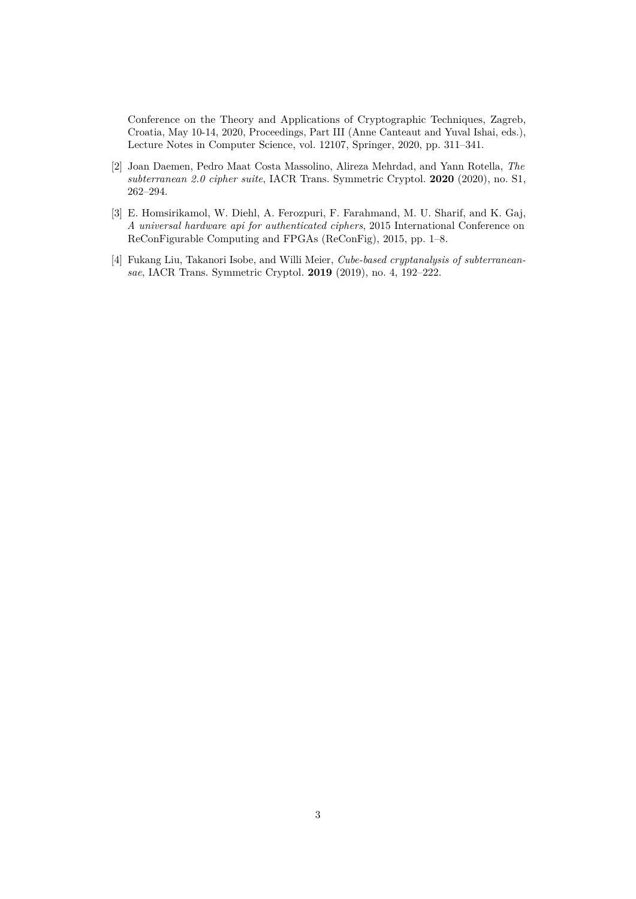Conference on the Theory and Applications of Cryptographic Techniques, Zagreb, Croatia, May 10-14, 2020, Proceedings, Part III (Anne Canteaut and Yuval Ishai, eds.), Lecture Notes in Computer Science, vol. 12107, Springer, 2020, pp. 311–341.

[2] Joan Daemen, Pedro Maat Costa Massolino, Alireza Mehrdad, and Yann Rotella, *The subterranean 2.0 cipher suite*, IACR Trans. Symmetric Cryptol. **2020** (2020), no. S1, 262–294.

[3] E. Homsirikamol, W. Diehl, A. Ferozpuri, F. Farahmand, M. U. Sharif, and K. Gaj, *A universal hardware api for authenticated ciphers*, 2015 International Conference on ReConFigurable Computing and FPGAs (ReConFig), 2015, pp. 1–8.

[4] Fukang Liu, Takanori Isobe, and Willi Meier, *Cube-based cryptanalysis of subterranean-sae*, IACR Trans. Symmetric Cryptol. **2019** (2019), no. 4, 192–222.